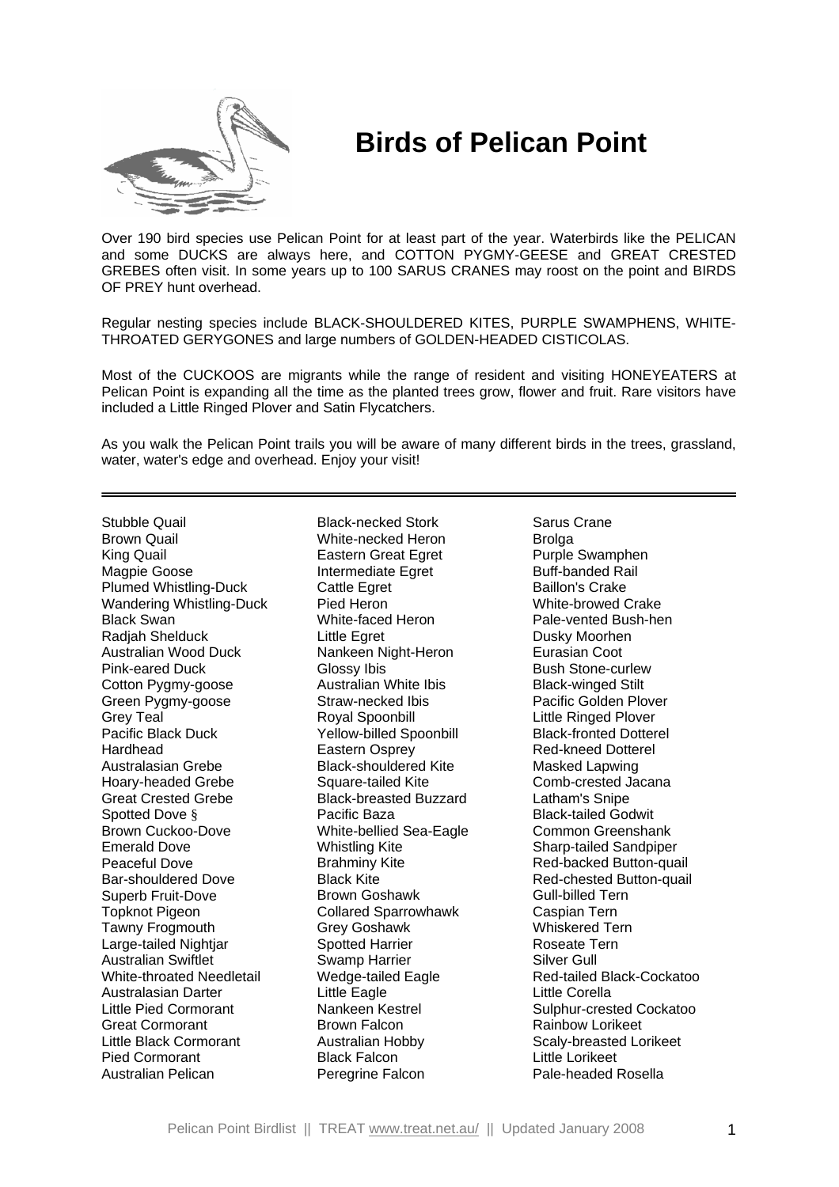# Birds of Pelican Point

Over 190 bird species use Pelican Point for at least part of the year. Waterbirds like the PELICAN and some DUCKS are always here, and COTTON PYGMY-GEESE and GREAT CRESTED GREBES often visit. In some years up to 100 SARUS CRANES may roost on the point and BIRDS OF PREY hunt overhead.

Regular nesting species include BLACK-SHOULDERED KITES, PURPLE SWAMPHENS, WHITE-THROATED GERYGONES and large numbers of GOLDEN-HEADED CISTICOLAS.

Most of the CUCKOOS are migrants while the range of resident and visiting HONEYEATERS at Pelican Point is expanding all the time as the planted trees grow, flower and fruit. Rare visitors have included a Little Ringed Plover and Satin Flycatchers.

As you walk the Pelican Point trails you will be aware of many different birds in the trees, grassland, water, water's edge and overhead. Enjoy your visit!

---

Stubble Quail
Brown Quail
King Quail
Magpie Goose
Plumed Whistling-Duck
Wandering Whistling-Duck
Black Swan
Radjah Shelduck
Australian Wood Duck
Pink-eared Duck
Cotton Pygmy-goose
Green Pygmy-goose
Grey Teal
Pacific Black Duck
Hardhead
Australasian Grebe
Hoary-headed Grebe
Great Crested Grebe
Spotted Dove §
Brown Cuckoo-Dove
Emerald Dove
Peaceful Dove
Bar-shouldered Dove
Superb Fruit-Dove
Topknot Pigeon
Tawny Frogmouth
Large-tailed Nightjar
Australian Swiftlet
White-throated Needletail
Australasian Darter
Little Pied Cormorant
Great Cormorant
Little Black Cormorant
Pied Cormorant
Australian Pelican
Black-necked Stork
White-necked Heron
Eastern Great Egret
Intermediate Egret
Cattle Egret
Pied Heron
White-faced Heron
Little Egret
Nankeen Night-Heron
Glossy Ibis
Australian White Ibis
Straw-necked Ibis
Royal Spoonbill
Yellow-billed Spoonbill
Eastern Osprey
Black-shouldered Kite
Square-tailed Kite
Black-breasted Buzzard
Pacific Baza
White-bellied Sea-Eagle
Whistling Kite
Brahminy Kite
Black Kite
Brown Goshawk
Collared Sparrowhawk
Grey Goshawk
Spotted Harrier
Swamp Harrier
Wedge-tailed Eagle
Little Eagle
Nankeen Kestrel
Brown Falcon
Australian Hobby
Black Falcon
Peregrine Falcon
Sarus Crane
Brolga
Purple Swamphen
Buff-banded Rail
Baillon's Crake
White-browed Crake
Pale-vented Bush-hen
Dusky Moorhen
Eurasian Coot
Bush Stone-curlew
Black-winged Stilt
Pacific Golden Plover
Little Ringed Plover
Black-fronted Dotterel
Red-kneed Dotterel
Masked Lapwing
Comb-crested Jacana
Latham's Snipe
Black-tailed Godwit
Common Greenshank
Sharp-tailed Sandpiper
Red-backed Button-quail
Red-chested Button-quail
Gull-billed Tern
Caspian Tern
Whiskered Tern
Roseate Tern
Silver Gull
Red-tailed Black-Cockatoo
Little Corella
Sulphur-crested Cockatoo
Rainbow Lorikeet
Scaly-breasted Lorikeet
Little Lorikeet
Pale-headed Rosella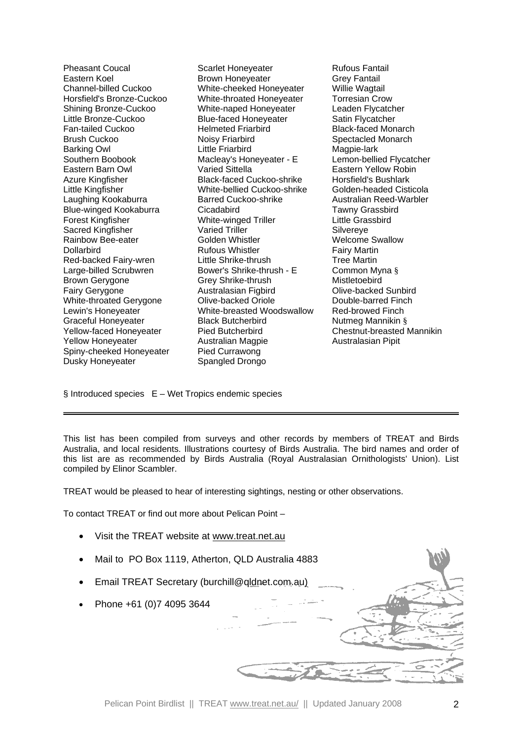Pheasant Coucal
Eastern Koel
Channel-billed Cuckoo
Horsfield's Bronze-Cuckoo
Shining Bronze-Cuckoo
Little Bronze-Cuckoo
Fan-tailed Cuckoo
Brush Cuckoo
Barking Owl
Southern Boobook
Eastern Barn Owl
Azure Kingfisher
Little Kingfisher
Laughing Kookaburra
Blue-winged Kookaburra
Forest Kingfisher
Sacred Kingfisher
Rainbow Bee-eater
Dollarbird
Red-backed Fairy-wren
Large-billed Scrubwren
Brown Gerygone
Fairy Gerygone
White-throated Gerygone
Lewin's Honeyeater
Graceful Honeyeater
Yellow-faced Honeyeater
Yellow Honeyeater
Spiny-cheeked Honeyeater
Dusky Honeyeater
Scarlet Honeyeater
Brown Honeyeater
White-cheeked Honeyeater
White-throated Honeyeater
White-naped Honeyeater
Blue-faced Honeyeater
Helmeted Friarbird
Noisy Friarbird
Little Friarbird
Macleay's Honeyeater - E
Varied Sittella
Black-faced Cuckoo-shrike
White-bellied Cuckoo-shrike
Barred Cuckoo-shrike
Cicadabird
White-winged Triller
Varied Triller
Golden Whistler
Rufous Whistler
Little Shrike-thrush
Bower's Shrike-thrush - E
Grey Shrike-thrush
Australasian Figbird
Olive-backed Oriole
White-breasted Woodswallow
Black Butcherbird
Pied Butcherbird
Australian Magpie
Pied Currawong
Spangled Drongo
Rufous Fantail
Grey Fantail
Willie Wagtail
Torresian Crow
Leaden Flycatcher
Satin Flycatcher
Black-faced Monarch
Spectacled Monarch
Magpie-lark
Lemon-bellied Flycatcher
Eastern Yellow Robin
Horsfield's Bushlark
Golden-headed Cisticola
Australian Reed-Warbler
Tawny Grassbird
Little Grassbird
Silvereye
Welcome Swallow
Fairy Martin
Tree Martin
Common Myna §
Mistletoebird
Olive-backed Sunbird
Double-barred Finch
Red-browed Finch
Nutmeg Mannikin §
Chestnut-breasted Mannikin
Australasian Pipit

§ Introduced species E – Wet Tropics endemic species

---

This list has been compiled from surveys and other records by members of TREAT and Birds Australia, and local residents. Illustrations courtesy of Birds Australia. The bird names and order of this list are as recommended by Birds Australia (Royal Australasian Ornithologists' Union). List compiled by Elinor Scambler.

TREAT would be pleased to hear of interesting sightings, nesting or other observations.

To contact TREAT or find out more about Pelican Point –

- Visit the TREAT website at www.treat.net.au
- Mail to PO Box 1119, Atherton, QLD Australia 4883
- Email TREAT Secretary (burchill@qldnet.com.au)
- Phone +61 (0)7 4095 3644